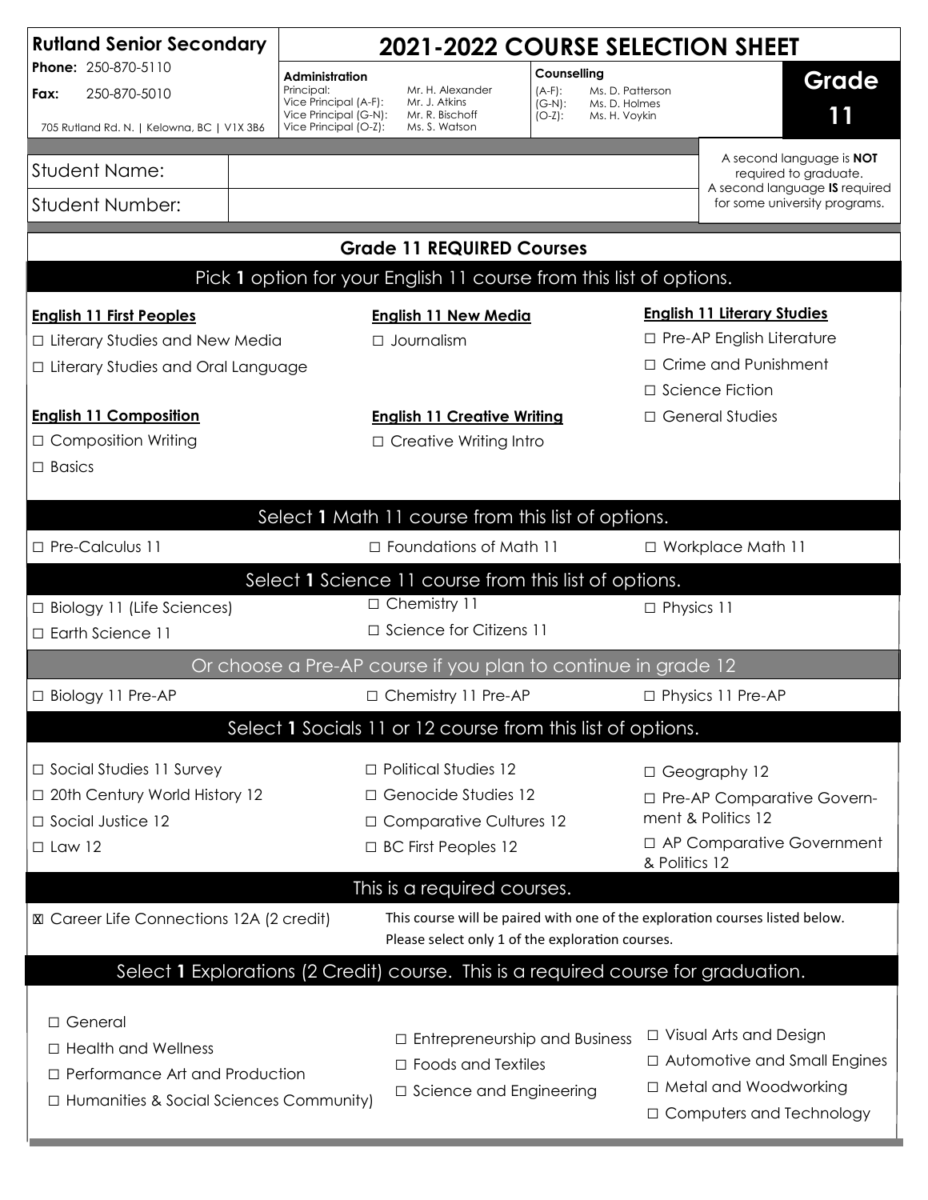# Rutland Senior Secondary

**Phone:** 250-870-5110

**Fax:** 250-870-5010

705 Rutland Rd. N. | Kelowna, BC | V1X 3B6

## 2021-2022 COURSE SELECTION SHEET

**Administration**

| | |
|---|---|
| Principal: | Mr. H. Alexander |
| Vice Principal (A-F): | Mr. J. Atkins |
| Vice Principal (G-N): | Mr. R. Bischoff |
| Vice Principal (O-Z): | Ms. S. Watson |

**Counselling**

| | |
|---|---|
| (A-F): | Ms. D. Patterson |
| (G-N): | Ms. D. Holmes |
| (O-Z): | Ms. H. Voykin |

**Grade 11**

| | |
|---|---|
| Student Name: | |
| Student Number: | |

A second language is **NOT** required to graduate. A second language **IS** required for some university programs.

## Grade 11 REQUIRED Courses

### Pick **1** option for your English 11 course from this list of options.

**English 11 First Peoples**
- ☐ Literary Studies and New Media
- ☐ Literary Studies and Oral Language

**English 11 New Media**
- ☐ Journalism

**English 11 Literary Studies**
- ☐ Pre-AP English Literature
- ☐ Crime and Punishment
- ☐ Science Fiction
- ☐ General Studies

**English 11 Composition**
- ☐ Composition Writing
- ☐ Basics

**English 11 Creative Writing**
- ☐ Creative Writing Intro

### Select **1** Math 11 course from this list of options.

- ☐ Pre-Calculus 11
- ☐ Foundations of Math 11
- ☐ Workplace Math 11

### Select **1** Science 11 course from this list of options.

- ☐ Biology 11 (Life Sciences)
- ☐ Earth Science 11
- ☐ Chemistry 11
- ☐ Science for Citizens 11
- ☐ Physics 11

### Or choose a Pre-AP course if you plan to continue in grade 12

- ☐ Biology 11 Pre-AP
- ☐ Chemistry 11 Pre-AP
- ☐ Physics 11 Pre-AP

### Select **1** Socials 11 or 12 course from this list of options.

- ☐ Social Studies 11 Survey
- ☐ 20th Century World History 12
- ☐ Social Justice 12
- ☐ Law 12
- ☐ Political Studies 12
- ☐ Genocide Studies 12
- ☐ Comparative Cultures 12
- ☐ BC First Peoples 12
- ☐ Geography 12
- ☐ Pre-AP Comparative Government & Politics 12
- ☐ AP Comparative Government & Politics 12

### This is a required courses.

- ☒ Career Life Connections 12A (2 credit)

This course will be paired with one of the exploration courses listed below. Please select only 1 of the exploration courses.

### Select **1** Explorations (2 Credit) course. This is a required course for graduation.

- ☐ General
- ☐ Health and Wellness
- ☐ Performance Art and Production
- ☐ Humanities & Social Sciences Community)
- ☐ Entrepreneurship and Business
- ☐ Foods and Textiles
- ☐ Science and Engineering
- ☐ Visual Arts and Design
- ☐ Automotive and Small Engines
- ☐ Metal and Woodworking
- ☐ Computers and Technology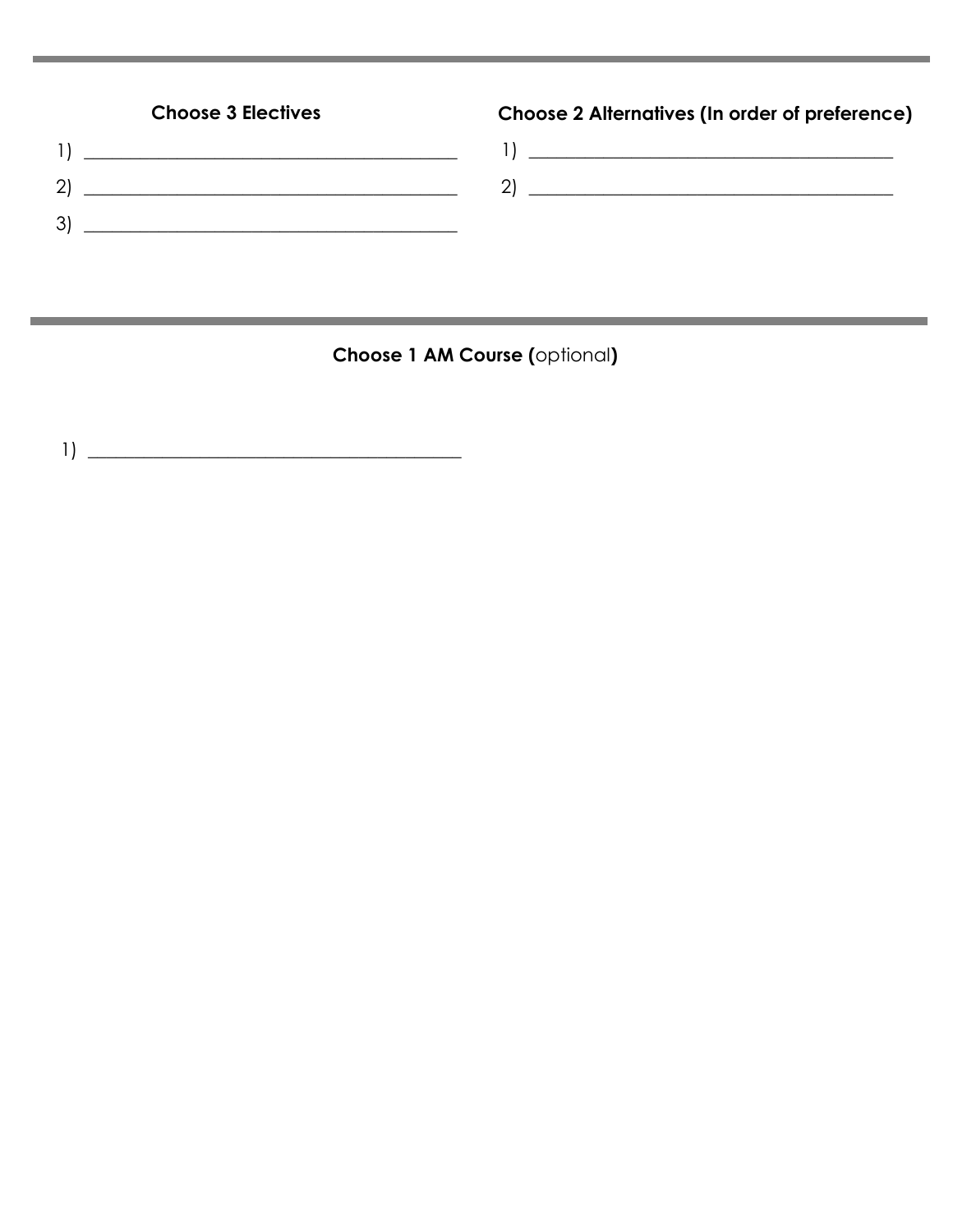**Choose 3 Electives**

1) ______________________________________

2) ______________________________________

3) ______________________________________

**Choose 2 Alternatives (In order of preference)**

1) ______________________________________

2) ______________________________________

---

**Choose 1 AM Course (**optional**)**

1) ______________________________________